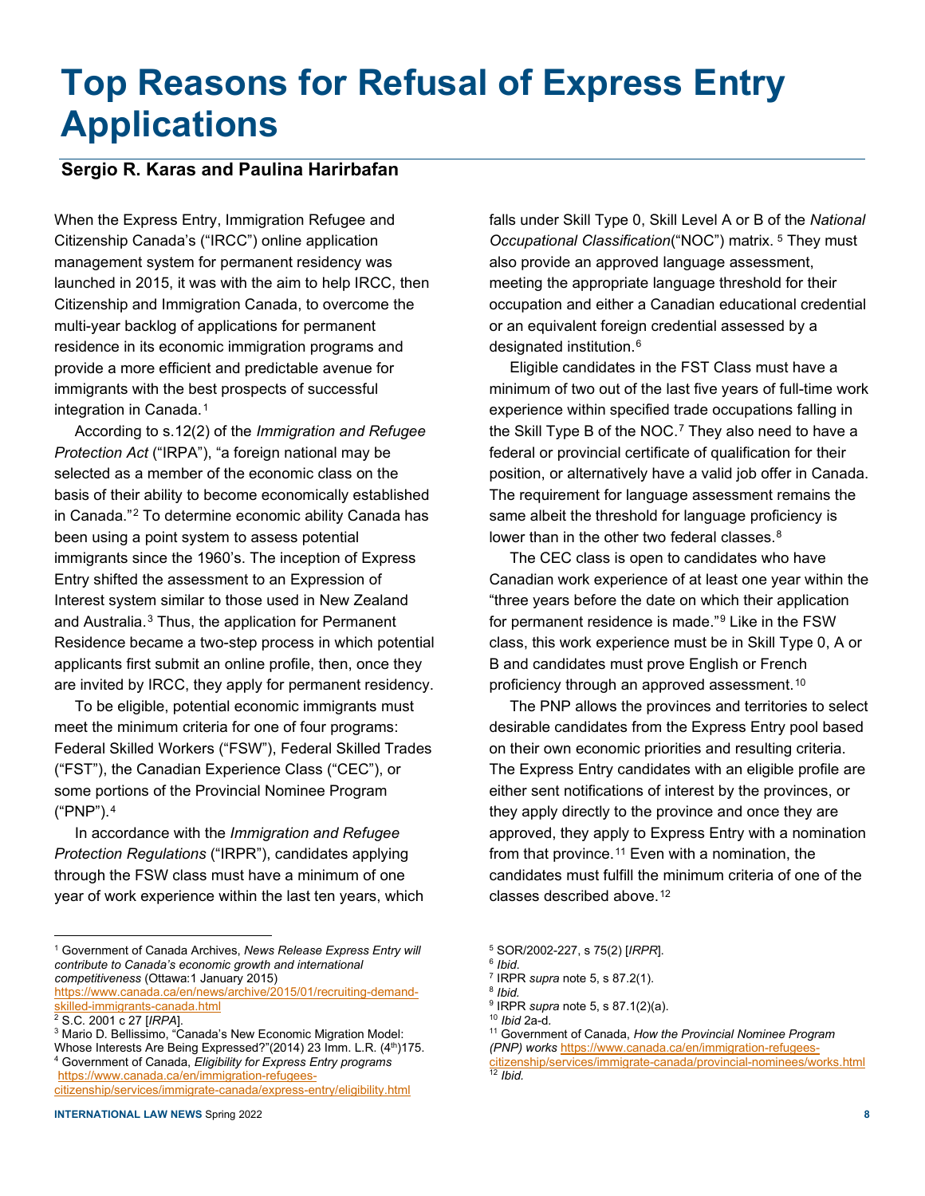# Top Reasons for Refusal of Express Entry Applications

**Sergio R. Karas and Paulina Haribafan**

When the Express Entry, Immigration Refugee and Citizenship Canada's ("IRCC") online application management system for permanent residency was launched in 2015, it was with the aim to help IRCC, then Citizenship and Immigration Canada, to overcome the multi-year backlog of applications for permanent residence in its economic immigration programs and provide a more efficient and predictable avenue for immigrants with the best prospects of successful integration in Canada.[1]

According to s.12(2) of the *Immigration and Refugee Protection Act* ("IRPA"), "a foreign national may be selected as a member of the economic class on the basis of their ability to become economically established in Canada."[2] To determine economic ability Canada has been using a point system to assess potential immigrants since the 1960's. The inception of Express Entry shifted the assessment to an Expression of Interest system similar to those used in New Zealand and Australia.[3] Thus, the application for Permanent Residence became a two-step process in which potential applicants first submit an online profile, then, once they are invited by IRCC, they apply for permanent residency.

To be eligible, potential economic immigrants must meet the minimum criteria for one of four programs: Federal Skilled Workers ("FSW"), Federal Skilled Trades ("FST"), the Canadian Experience Class ("CEC"), or some portions of the Provincial Nominee Program ("PNP").[4]

In accordance with the *Immigration and Refugee Protection Regulations* ("IRPR"), candidates applying through the FSW class must have a minimum of one year of work experience within the last ten years, which falls under Skill Type 0, Skill Level A or B of the *National Occupational Classification*("NOC") matrix.[5] They must also provide an approved language assessment, meeting the appropriate language threshold for their occupation and either a Canadian educational credential or an equivalent foreign credential assessed by a designated institution.[6]

Eligible candidates in the FST Class must have a minimum of two out of the last five years of full-time work experience within specified trade occupations falling in the Skill Type B of the NOC.[7] They also need to have a federal or provincial certificate of qualification for their position, or alternatively have a valid job offer in Canada. The requirement for language assessment remains the same albeit the threshold for language proficiency is lower than in the other two federal classes.[8]

The CEC class is open to candidates who have Canadian work experience of at least one year within the "three years before the date on which their application for permanent residence is made."[9] Like in the FSW class, this work experience must be in Skill Type 0, A or B and candidates must prove English or French proficiency through an approved assessment.[10]

The PNP allows the provinces and territories to select desirable candidates from the Express Entry pool based on their own economic priorities and resulting criteria. The Express Entry candidates with an eligible profile are either sent notifications of interest by the provinces, or they apply directly to the province and once they are approved, they apply to Express Entry with a nomination from that province.[11] Even with a nomination, the candidates must fulfill the minimum criteria of one of the classes described above.[12]

---

[1] Government of Canada Archives, *News Release Express Entry will contribute to Canada's economic growth and international competitiveness* (Ottawa:1 January 2015) https://www.canada.ca/en/news/archive/2015/01/recruiting-demand-skilled-immigrants-canada.html

[2] S.C. 2001 c 27 [*IRPA*].

[3] Mario D. Bellissimo, "Canada's New Economic Migration Model: Whose Interests Are Being Expressed?"(2014) 23 Imm. L.R. (4th)175.

[4] Government of Canada, *Eligibility for Express Entry programs* https://www.canada.ca/en/immigration-refugees-citizenship/services/immigrate-canada/express-entry/eligibility.html

[5] SOR/2002-227, s 75(2) [*IRPR*].

[6] *Ibid*.

[7] IRPR *supra* note 5, s 87.2(1).

[8] *Ibid*.

[9] IRPR *supra* note 5, s 87.1(2)(a).

[10] *Ibid* 2a-d.

[11] Government of Canada, *How the Provincial Nominee Program (PNP) works* https://www.canada.ca/en/immigration-refugees-citizenship/services/immigrate-canada/provincial-nominees/works.html

[12] *Ibid.*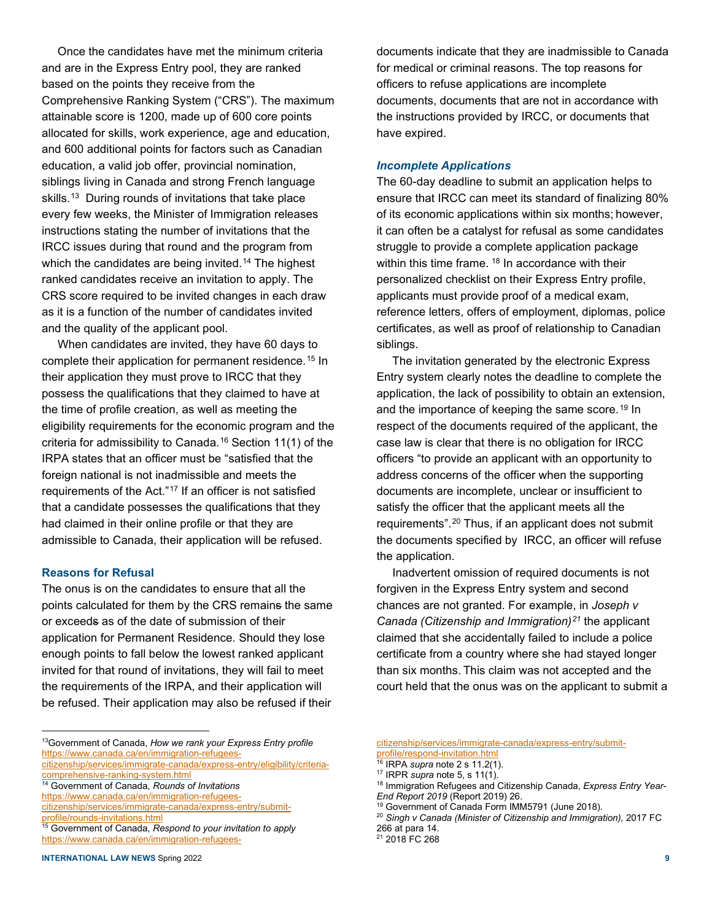Once the candidates have met the minimum criteria and are in the Express Entry pool, they are ranked based on the points they receive from the Comprehensive Ranking System ("CRS"). The maximum attainable score is 1200, made up of 600 core points allocated for skills, work experience, age and education, and 600 additional points for factors such as Canadian education, a valid job offer, provincial nomination, siblings living in Canada and strong French language skills.[13] During rounds of invitations that take place every few weeks, the Minister of Immigration releases instructions stating the number of invitations that the IRCC issues during that round and the program from which the candidates are being invited.[14] The highest ranked candidates receive an invitation to apply. The CRS score required to be invited changes in each draw as it is a function of the number of candidates invited and the quality of the applicant pool.

When candidates are invited, they have 60 days to complete their application for permanent residence.[15] In their application they must prove to IRCC that they possess the qualifications that they claimed to have at the time of profile creation, as well as meeting the eligibility requirements for the economic program and the criteria for admissibility to Canada.[16] Section 11(1) of the IRPA states that an officer must be "satisfied that the foreign national is not inadmissible and meets the requirements of the Act."[17] If an officer is not satisfied that a candidate possesses the qualifications that they had claimed in their online profile or that they are admissible to Canada, their application will be refused.

### Reasons for Refusal

The onus is on the candidates to ensure that all the points calculated for them by the CRS remain~~s~~ the same or exceed~~s~~ as of the date of submission of their application for Permanent Residence. Should they lose enough points to fall below the lowest ranked applicant invited for that round of invitations, they will fail to meet the requirements of the IRPA, and their application will be refused. Their application may also be refused if their documents indicate that they are inadmissible to Canada for medical or criminal reasons. The top reasons for officers to refuse applications are incomplete documents, documents that are not in accordance with the instructions provided by IRCC, or documents that have expired.

#### *Incomplete Applications*

The 60-day deadline to submit an application helps to ensure that IRCC can meet its standard of finalizing 80% of its economic applications within six months; however, it can often be a catalyst for refusal as some candidates struggle to provide a complete application package within this time frame.[18] In accordance with their personalized checklist on their Express Entry profile, applicants must provide proof of a medical exam, reference letters, offers of employment, diplomas, police certificates, as well as proof of relationship to Canadian siblings.

The invitation generated by the electronic Express Entry system clearly notes the deadline to complete the application, the lack of possibility to obtain an extension, and the importance of keeping the same score.[19] In respect of the documents required of the applicant, the case law is clear that there is no obligation for IRCC officers "to provide an applicant with an opportunity to address concerns of the officer when the supporting documents are incomplete, unclear or insufficient to satisfy the officer that the applicant meets all the requirements".[20] Thus, if an applicant does not submit the documents specified by IRCC, an officer will refuse the application.

Inadvertent omission of required documents is not forgiven in the Express Entry system and second chances are not granted. For example, in *Joseph v Canada (Citizenship and Immigration)*[21] the applicant claimed that she accidentally failed to include a police certificate from a country where she had stayed longer than six months. This claim was not accepted and the court held that the onus was on the applicant to submit a

---

[13] Government of Canada, *How we rank your Express Entry profile* https://www.canada.ca/en/immigration-refugees-citizenship/services/immigrate-canada/express-entry/eligibility/criteria-comprehensive-ranking-system.html

[14] Government of Canada, *Rounds of Invitations* https://www.canada.ca/en/immigration-refugees-citizenship/services/immigrate-canada/express-entry/submit-profile/rounds-invitations.html

[15] Government of Canada, *Respond to your invitation to apply* https://www.canada.ca/en/immigration-refugees-citizenship/services/immigrate-canada/express-entry/submit-profile/respond-invitation.html

[16] IRPA *supra* note 2 s 11.2(1).

[17] IRPR *supra* note 5, s 11(1).

[18] Immigration Refugees and Citizenship Canada, *Express Entry Year-End Report 2019* (Report 2019) 26.

[19] Government of Canada Form IMM5791 (June 2018).

[20] *Singh v Canada (Minister of Citizenship and Immigration),* 2017 FC 266 at para 14.

[21] 2018 FC 268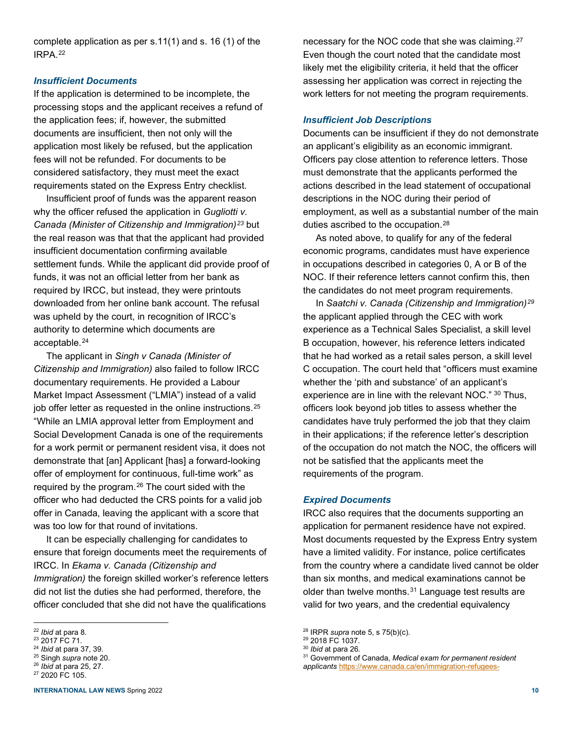complete application as per s.11(1) and s. 16 (1) of the IRPA.[22]

### *Insufficient Documents*

If the application is determined to be incomplete, the processing stops and the applicant receives a refund of the application fees; if, however, the submitted documents are insufficient, then not only will the application most likely be refused, but the application fees will not be refunded. For documents to be considered satisfactory, they must meet the exact requirements stated on the Express Entry checklist.

Insufficient proof of funds was the apparent reason why the officer refused the application in *Gugliotti v. Canada (Minister of Citizenship and Immigration)*[23] but the real reason was that that the applicant had provided insufficient documentation confirming available settlement funds. While the applicant did provide proof of funds, it was not an official letter from her bank as required by IRCC, but instead, they were printouts downloaded from her online bank account. The refusal was upheld by the court, in recognition of IRCC's authority to determine which documents are acceptable.[24]

The applicant in *Singh v Canada (Minister of Citizenship and Immigration)* also failed to follow IRCC documentary requirements. He provided a Labour Market Impact Assessment ("LMIA") instead of a valid job offer letter as requested in the online instructions.[25] "While an LMIA approval letter from Employment and Social Development Canada is one of the requirements for a work permit or permanent resident visa, it does not demonstrate that [an] Applicant [has] a forward-looking offer of employment for continuous, full-time work" as required by the program.[26] The court sided with the officer who had deducted the CRS points for a valid job offer in Canada, leaving the applicant with a score that was too low for that round of invitations.

It can be especially challenging for candidates to ensure that foreign documents meet the requirements of IRCC. In *Ekama v. Canada (Citizenship and Immigration)* the foreign skilled worker's reference letters did not list the duties she had performed, therefore, the officer concluded that she did not have the qualifications necessary for the NOC code that she was claiming.[27] Even though the court noted that the candidate most likely met the eligibility criteria, it held that the officer assessing her application was correct in rejecting the work letters for not meeting the program requirements.

### *Insufficient Job Descriptions*

Documents can be insufficient if they do not demonstrate an applicant's eligibility as an economic immigrant. Officers pay close attention to reference letters. Those must demonstrate that the applicants performed the actions described in the lead statement of occupational descriptions in the NOC during their period of employment, as well as a substantial number of the main duties ascribed to the occupation.[28]

As noted above, to qualify for any of the federal economic programs, candidates must have experience in occupations described in categories 0, A or B of the NOC. If their reference letters cannot confirm this, then the candidates do not meet program requirements.

In *Saatchi v. Canada (Citizenship and Immigration)*[29] the applicant applied through the CEC with work experience as a Technical Sales Specialist, a skill level B occupation, however, his reference letters indicated that he had worked as a retail sales person, a skill level C occupation. The court held that "officers must examine whether the 'pith and substance' of an applicant's experience are in line with the relevant NOC." [30] Thus, officers look beyond job titles to assess whether the candidates have truly performed the job that they claim in their applications; if the reference letter's description of the occupation do not match the NOC, the officers will not be satisfied that the applicants meet the requirements of the program.

### *Expired Documents*

IRCC also requires that the documents supporting an application for permanent residence have not expired. Most documents requested by the Express Entry system have a limited validity. For instance, police certificates from the country where a candidate lived cannot be older than six months, and medical examinations cannot be older than twelve months.[31] Language test results are valid for two years, and the credential equivalency

---

[22] *Ibid* at para 8.
[23] 2017 FC 71.
[24] *Ibid* at para 37, 39.
[25] Singh *supra* note 20.
[26] *Ibid* at para 25, 27.
[27] 2020 FC 105.
[28] IRPR *supra* note 5, s 75(b)(c).
[29] 2018 FC 1037.
[30] *Ibid* at para 26.
[31] Government of Canada, *Medical exam for permanent resident applicants* https://www.canada.ca/en/immigration-refugees-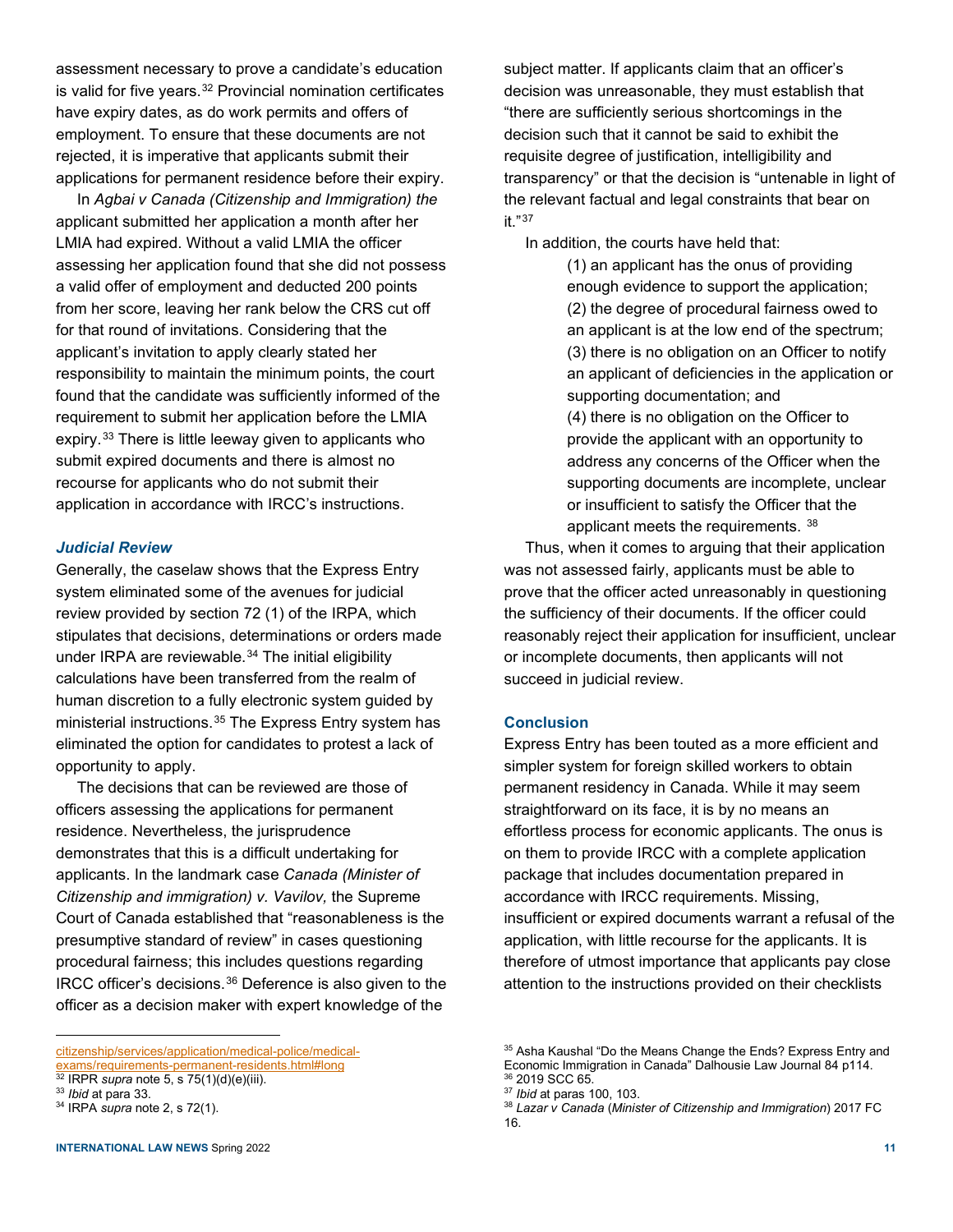assessment necessary to prove a candidate's education is valid for five years.[32] Provincial nomination certificates have expiry dates, as do work permits and offers of employment. To ensure that these documents are not rejected, it is imperative that applicants submit their applications for permanent residence before their expiry.

In *Agbai v Canada (Citizenship and Immigration) the* applicant submitted her application a month after her LMIA had expired. Without a valid LMIA the officer assessing her application found that she did not possess a valid offer of employment and deducted 200 points from her score, leaving her rank below the CRS cut off for that round of invitations. Considering that the applicant's invitation to apply clearly stated her responsibility to maintain the minimum points, the court found that the candidate was sufficiently informed of the requirement to submit her application before the LMIA expiry.[33] There is little leeway given to applicants who submit expired documents and there is almost no recourse for applicants who do not submit their application in accordance with IRCC's instructions.

### *Judicial Review*

Generally, the caselaw shows that the Express Entry system eliminated some of the avenues for judicial review provided by section 72 (1) of the IRPA, which stipulates that decisions, determinations or orders made under IRPA are reviewable.[34] The initial eligibility calculations have been transferred from the realm of human discretion to a fully electronic system guided by ministerial instructions.[35] The Express Entry system has eliminated the option for candidates to protest a lack of opportunity to apply.

The decisions that can be reviewed are those of officers assessing the applications for permanent residence. Nevertheless, the jurisprudence demonstrates that this is a difficult undertaking for applicants. In the landmark case *Canada (Minister of Citizenship and immigration) v. Vavilov,* the Supreme Court of Canada established that "reasonableness is the presumptive standard of review" in cases questioning procedural fairness; this includes questions regarding IRCC officer's decisions.[36] Deference is also given to the officer as a decision maker with expert knowledge of the subject matter. If applicants claim that an officer's decision was unreasonable, they must establish that "there are sufficiently serious shortcomings in the decision such that it cannot be said to exhibit the requisite degree of justification, intelligibility and transparency" or that the decision is "untenable in light of the relevant factual and legal constraints that bear on it."[37]

In addition, the courts have held that:

> (1) an applicant has the onus of providing enough evidence to support the application;
> (2) the degree of procedural fairness owed to an applicant is at the low end of the spectrum;
> (3) there is no obligation on an Officer to notify an applicant of deficiencies in the application or supporting documentation; and
> (4) there is no obligation on the Officer to provide the applicant with an opportunity to address any concerns of the Officer when the supporting documents are incomplete, unclear or insufficient to satisfy the Officer that the applicant meets the requirements. [38]

Thus, when it comes to arguing that their application was not assessed fairly, applicants must be able to prove that the officer acted unreasonably in questioning the sufficiency of their documents. If the officer could reasonably reject their application for insufficient, unclear or incomplete documents, then applicants will not succeed in judicial review.

### Conclusion

Express Entry has been touted as a more efficient and simpler system for foreign skilled workers to obtain permanent residency in Canada. While it may seem straightforward on its face, it is by no means an effortless process for economic applicants. The onus is on them to provide IRCC with a complete application package that includes documentation prepared in accordance with IRCC requirements. Missing, insufficient or expired documents warrant a refusal of the application, with little recourse for the applicants. It is therefore of utmost importance that applicants pay close attention to the instructions provided on their checklists

---

citizenship/services/application/medical-police/medical-exams/requirements-permanent-residents.html#long

[32] IRPR *supra* note 5, s 75(1)(d)(e)(iii).

[33] *Ibid* at para 33.

[34] IRPA *supra* note 2, s 72(1).

[35] Asha Kaushal "Do the Means Change the Ends? Express Entry and Economic Immigration in Canada" Dalhousie Law Journal 84 p114.

[36] 2019 SCC 65.

[37] *Ibid* at paras 100, 103.

[38] *Lazar v Canada* (*Minister of Citizenship and Immigration*) 2017 FC 16.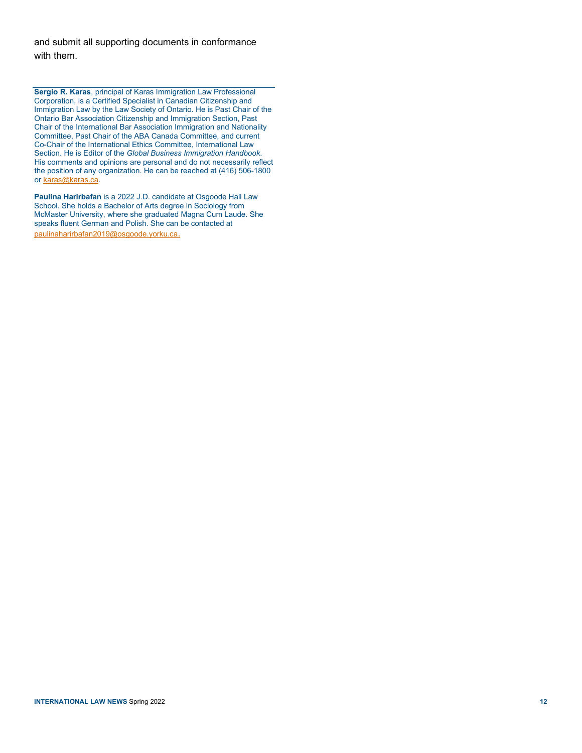and submit all supporting documents in conformance with them.

---

**Sergio R. Karas**, principal of Karas Immigration Law Professional Corporation, is a Certified Specialist in Canadian Citizenship and Immigration Law by the Law Society of Ontario. He is Past Chair of the Ontario Bar Association Citizenship and Immigration Section, Past Chair of the International Bar Association Immigration and Nationality Committee, Past Chair of the ABA Canada Committee, and current Co-Chair of the International Ethics Committee, International Law Section. He is Editor of the *Global Business Immigration Handbook*. His comments and opinions are personal and do not necessarily reflect the position of any organization. He can be reached at (416) 506-1800 or karas@karas.ca.

**Paulina Harirbafan** is a 2022 J.D. candidate at Osgoode Hall Law School. She holds a Bachelor of Arts degree in Sociology from McMaster University, where she graduated Magna Cum Laude. She speaks fluent German and Polish. She can be contacted at paulinaharirbafan2019@osgoode.yorku.ca.